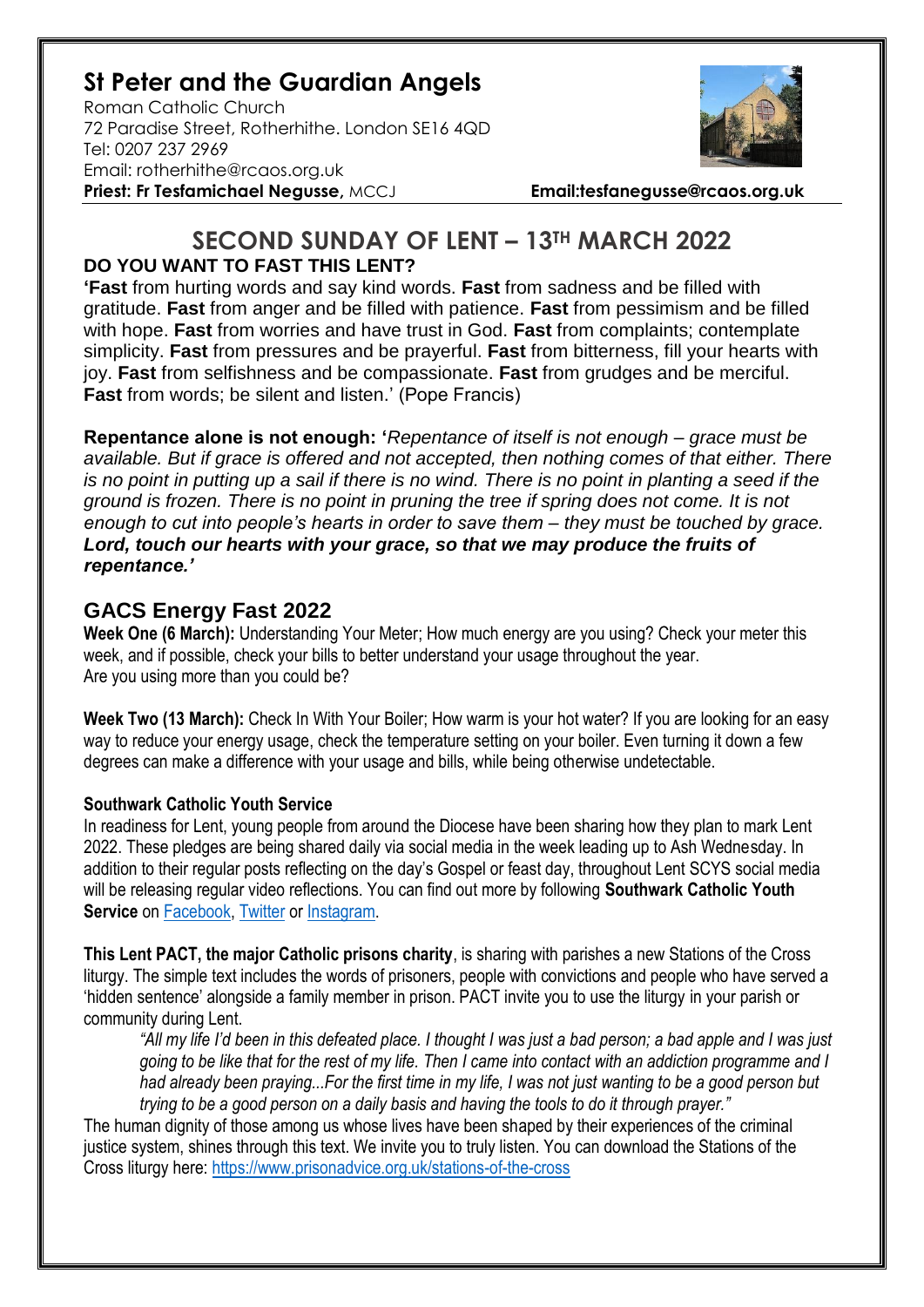# St Peter and the Guardian Angels

Roman Catholic Church
72 Paradise Street, Rotherhithe. London SE16 4QD
Tel: 0207 237 2969
Email: rotherhithe@rcaos.org.uk
**Priest: Fr Tesfamichael Negusse,** MCCJ **Email:tesfanegusse@rcaos.org.uk**

## SECOND SUNDAY OF LENT – 13TH MARCH 2022

### DO YOU WANT TO FAST THIS LENT?

**'Fast** from hurting words and say kind words. **Fast** from sadness and be filled with gratitude. **Fast** from anger and be filled with patience. **Fast** from pessimism and be filled with hope. **Fast** from worries and have trust in God. **Fast** from complaints; contemplate simplicity. **Fast** from pressures and be prayerful. **Fast** from bitterness, fill your hearts with joy. **Fast** from selfishness and be compassionate. **Fast** from grudges and be merciful. **Fast** from words; be silent and listen.' (Pope Francis)

**Repentance alone is not enough: '***Repentance of itself is not enough – grace must be available. But if grace is offered and not accepted, then nothing comes of that either. There is no point in putting up a sail if there is no wind. There is no point in planting a seed if the ground is frozen. There is no point in pruning the tree if spring does not come. It is not enough to cut into people's hearts in order to save them – they must be touched by grace.* ***Lord, touch our hearts with your grace, so that we may produce the fruits of repentance.'***

## GACS Energy Fast 2022

**Week One (6 March):** Understanding Your Meter; How much energy are you using? Check your meter this week, and if possible, check your bills to better understand your usage throughout the year. Are you using more than you could be?

**Week Two (13 March):** Check In With Your Boiler; How warm is your hot water? If you are looking for an easy way to reduce your energy usage, check the temperature setting on your boiler. Even turning it down a few degrees can make a difference with your usage and bills, while being otherwise undetectable.

### Southwark Catholic Youth Service

In readiness for Lent, young people from around the Diocese have been sharing how they plan to mark Lent 2022. These pledges are being shared daily via social media in the week leading up to Ash Wednesday. In addition to their regular posts reflecting on the day's Gospel or feast day, throughout Lent SCYS social media will be releasing regular video reflections. You can find out more by following **Southwark Catholic Youth Service** on Facebook, Twitter or Instagram.

**This Lent PACT, the major Catholic prisons charity**, is sharing with parishes a new Stations of the Cross liturgy. The simple text includes the words of prisoners, people with convictions and people who have served a 'hidden sentence' alongside a family member in prison. PACT invite you to use the liturgy in your parish or community during Lent.

> *"All my life I'd been in this defeated place. I thought I was just a bad person; a bad apple and I was just going to be like that for the rest of my life. Then I came into contact with an addiction programme and I had already been praying...For the first time in my life, I was not just wanting to be a good person but trying to be a good person on a daily basis and having the tools to do it through prayer."*

The human dignity of those among us whose lives have been shaped by their experiences of the criminal justice system, shines through this text. We invite you to truly listen. You can download the Stations of the Cross liturgy here: https://www.prisonadvice.org.uk/stations-of-the-cross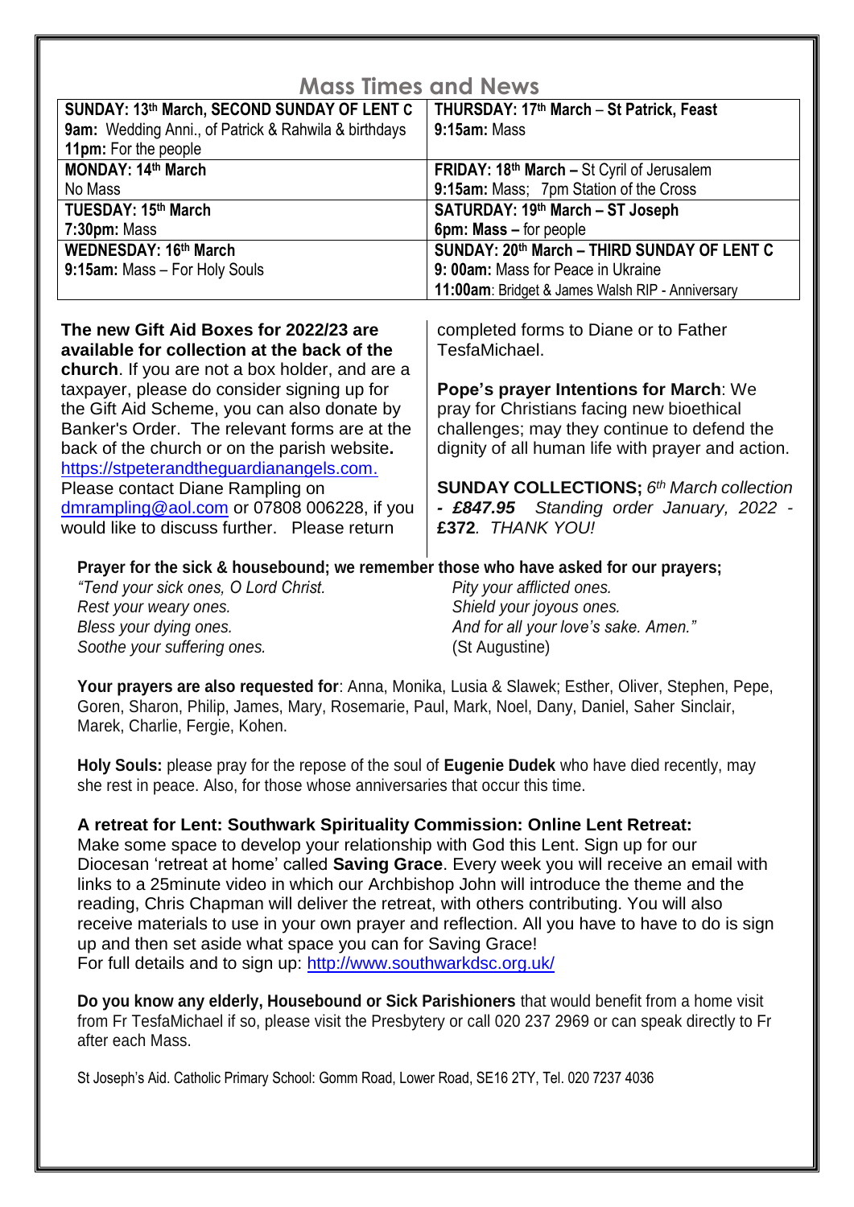## Mass Times and News

| | |
|---|---|
| **SUNDAY: 13th March, SECOND SUNDAY OF LENT C**<br>**9am:** Wedding Anni., of Patrick & Rahwila & birthdays<br>**11pm:** For the people | **THURSDAY: 17th March** – **St Patrick, Feast**<br>**9:15am:** Mass |
| **MONDAY: 14th March**<br>No Mass | **FRIDAY: 18th March –** St Cyril of Jerusalem<br>**9:15am:** Mass; 7pm Station of the Cross |
| **TUESDAY: 15th March**<br>**7:30pm:** Mass | **SATURDAY: 19th March – ST Joseph**<br>**6pm: Mass –** for people |
| **WEDNESDAY: 16th March**<br>**9:15am:** Mass – For Holy Souls | **SUNDAY: 20th March – THIRD SUNDAY OF LENT C**<br>**9: 00am:** Mass for Peace in Ukraine<br>**11:00am**: Bridget & James Walsh RIP - Anniversary |

**The new Gift Aid Boxes for 2022/23 are available for collection at the back of the church**. If you are not a box holder, and are a taxpayer, please do consider signing up for the Gift Aid Scheme, you can also donate by Banker's Order. The relevant forms are at the back of the church or on the parish website**.** https://stpeterandtheguardianangels.com. Please contact Diane Rampling on dmrampling@aol.com or 07808 006228, if you would like to discuss further. Please return completed forms to Diane or to Father TesfaMichael.

**Pope's prayer Intentions for March**: We pray for Christians facing new bioethical challenges; may they continue to defend the dignity of all human life with prayer and action.

**SUNDAY COLLECTIONS;** *6th March collection - **£847.95** Standing order January, 2022 - **£372**. THANK YOU!*

**Prayer for the sick & housebound; we remember those who have asked for our prayers;**

*"Tend your sick ones, O Lord Christ.*
*Rest your weary ones.*
*Bless your dying ones.*
*Soothe your suffering ones.*
*Pity your afflicted ones.*
*Shield your joyous ones.*
*And for all your love's sake. Amen."*
(St Augustine)

**Your prayers are also requested for**: Anna, Monika, Lusia & Slawek; Esther, Oliver, Stephen, Pepe, Goren, Sharon, Philip, James, Mary, Rosemarie, Paul, Mark, Noel, Dany, Daniel, Saher Sinclair, Marek, Charlie, Fergie, Kohen.

**Holy Souls:** please pray for the repose of the soul of **Eugenie Dudek** who have died recently, may she rest in peace. Also, for those whose anniversaries that occur this time.

**A retreat for Lent: Southwark Spirituality Commission: Online Lent Retreat:**
Make some space to develop your relationship with God this Lent. Sign up for our Diocesan 'retreat at home' called **Saving Grace**. Every week you will receive an email with links to a 25minute video in which our Archbishop John will introduce the theme and the reading, Chris Chapman will deliver the retreat, with others contributing. You will also receive materials to use in your own prayer and reflection. All you have to have to do is sign up and then set aside what space you can for Saving Grace!
For full details and to sign up: http://www.southwarkdsc.org.uk/

**Do you know any elderly, Housebound or Sick Parishioners** that would benefit from a home visit from Fr TesfaMichael if so, please visit the Presbytery or call 020 237 2969 or can speak directly to Fr after each Mass.

St Joseph's Aid. Catholic Primary School: Gomm Road, Lower Road, SE16 2TY, Tel. 020 7237 4036